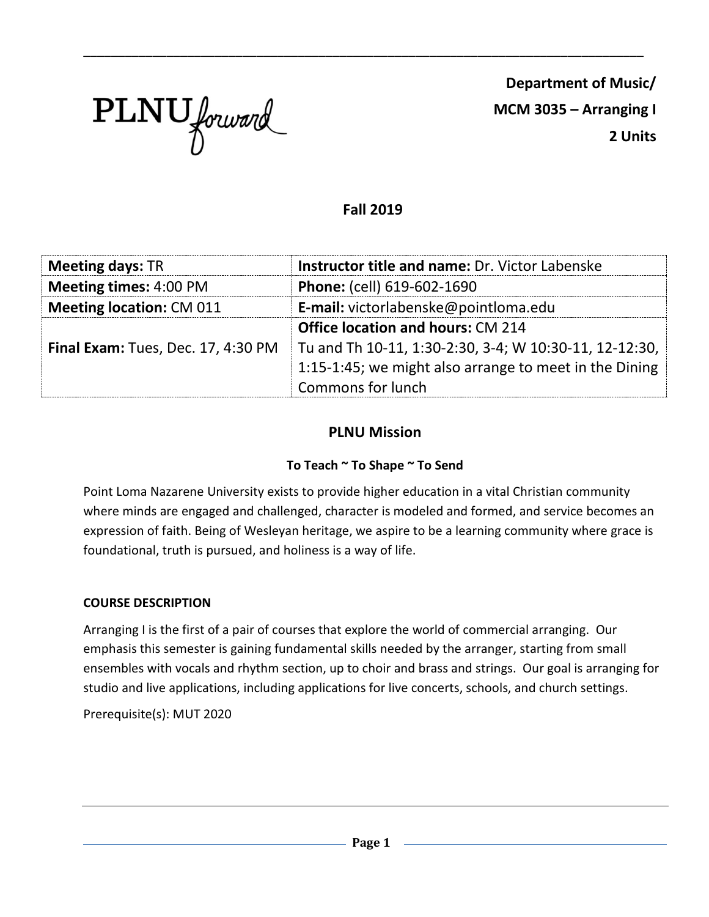PLNU forward

**Department of Music/**
**MCM 3035 – Arranging I**
**2 Units**

## Fall 2019

| **Meeting days:** TR | **Instructor title and name:** Dr. Victor Labenske |
|---|---|
| **Meeting times:** 4:00 PM | **Phone:** (cell) 619-602-1690 |
| **Meeting location:** CM 011 | **E-mail:** victorlabenske@pointloma.edu |
| **Final Exam:** Tues, Dec. 17, 4:30 PM | **Office location and hours:** CM 214 Tu and Th 10-11, 1:30-2:30, 3-4; W 10:30-11, 12-12:30, 1:15-1:45; we might also arrange to meet in the Dining Commons for lunch |

## PLNU Mission

### To Teach ~ To Shape ~ To Send

Point Loma Nazarene University exists to provide higher education in a vital Christian community where minds are engaged and challenged, character is modeled and formed, and service becomes an expression of faith. Being of Wesleyan heritage, we aspire to be a learning community where grace is foundational, truth is pursued, and holiness is a way of life.

### COURSE DESCRIPTION

Arranging I is the first of a pair of courses that explore the world of commercial arranging. Our emphasis this semester is gaining fundamental skills needed by the arranger, starting from small ensembles with vocals and rhythm section, up to choir and brass and strings. Our goal is arranging for studio and live applications, including applications for live concerts, schools, and church settings.

Prerequisite(s): MUT 2020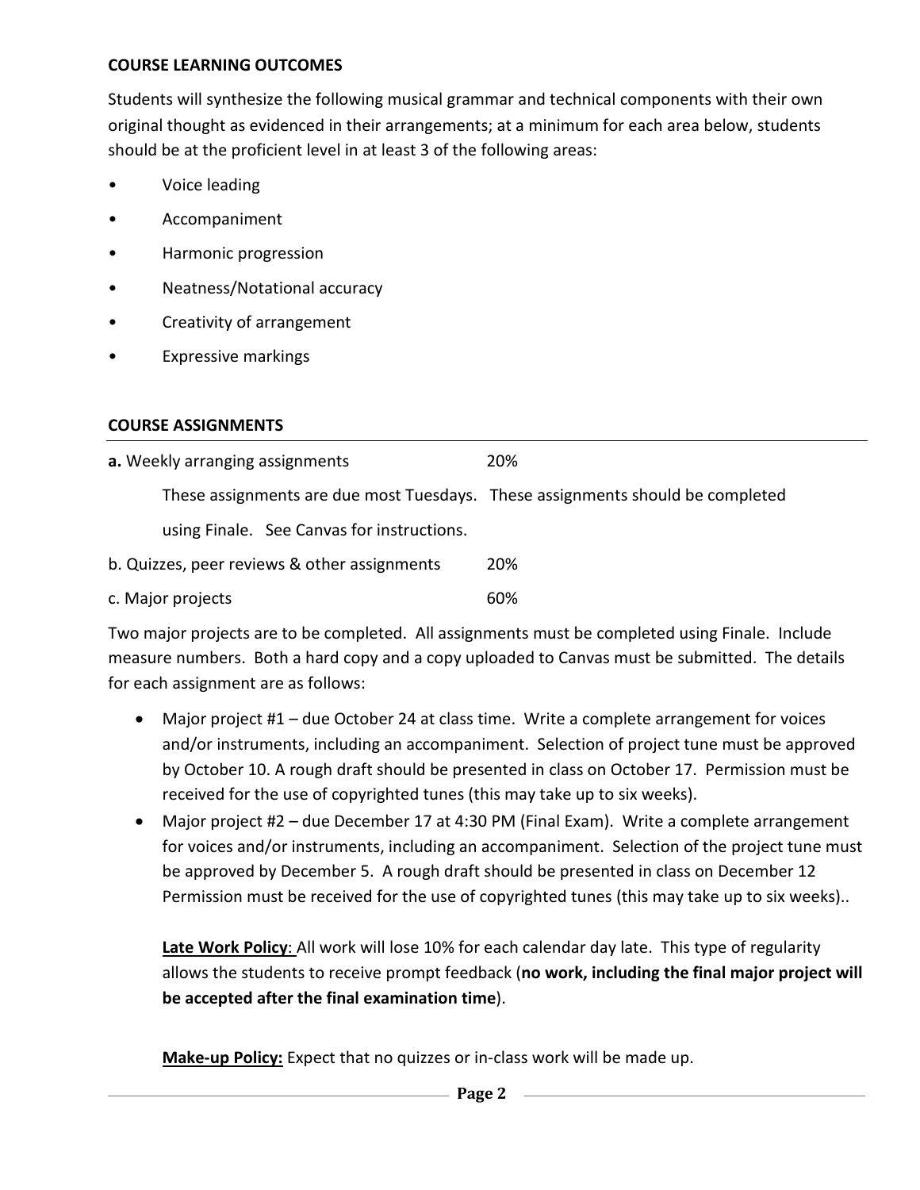## COURSE LEARNING OUTCOMES

Students will synthesize the following musical grammar and technical components with their own original thought as evidenced in their arrangements; at a minimum for each area below, students should be at the proficient level in at least 3 of the following areas:

- Voice leading
- Accompaniment
- Harmonic progression
- Neatness/Notational accuracy
- Creativity of arrangement
- Expressive markings

## COURSE ASSIGNMENTS

**a.** Weekly arranging assignments 20%

These assignments are due most Tuesdays. These assignments should be completed using Finale. See Canvas for instructions.

b. Quizzes, peer reviews & other assignments 20%

c. Major projects 60%

Two major projects are to be completed. All assignments must be completed using Finale. Include measure numbers. Both a hard copy and a copy uploaded to Canvas must be submitted. The details for each assignment are as follows:

- Major project #1 – due October 24 at class time. Write a complete arrangement for voices and/or instruments, including an accompaniment. Selection of project tune must be approved by October 10. A rough draft should be presented in class on October 17. Permission must be received for the use of copyrighted tunes (this may take up to six weeks).
- Major project #2 – due December 17 at 4:30 PM (Final Exam). Write a complete arrangement for voices and/or instruments, including an accompaniment. Selection of the project tune must be approved by December 5. A rough draft should be presented in class on December 12 Permission must be received for the use of copyrighted tunes (this may take up to six weeks)..

**Late Work Policy**: All work will lose 10% for each calendar day late. This type of regularity allows the students to receive prompt feedback (**no work, including the final major project will be accepted after the final examination time**).

**Make-up Policy:** Expect that no quizzes or in-class work will be made up.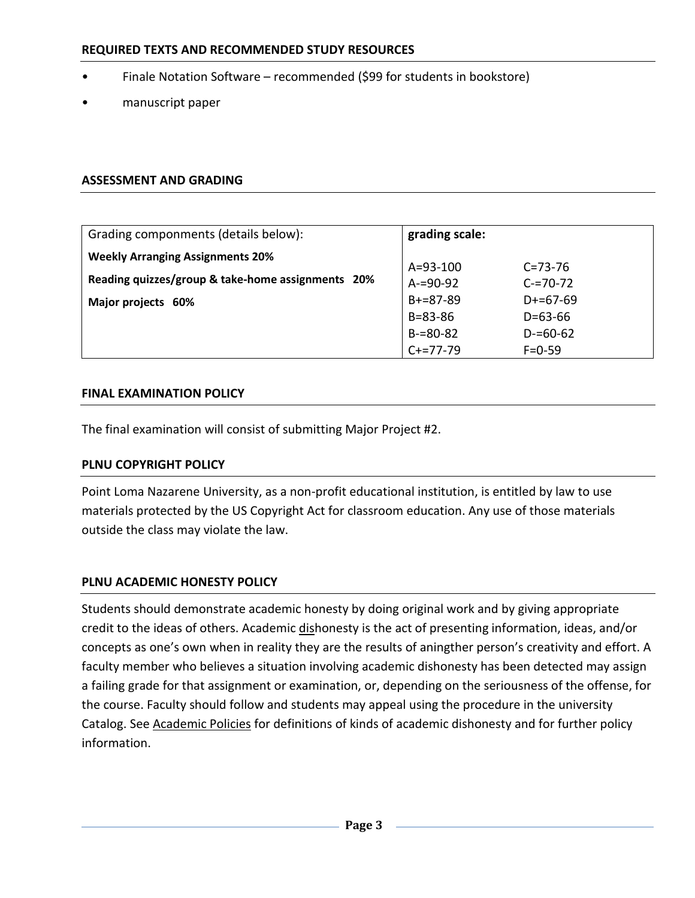## REQUIRED TEXTS AND RECOMMENDED STUDY RESOURCES

- Finale Notation Software – recommended ($99 for students in bookstore)
- manuscript paper

## ASSESSMENT AND GRADING

| Grading componments (details below): | **grading scale:** | |
|---|---|---|
| **Weekly Arranging Assignments 20%** | A=93-100 | C=73-76 |
| **Reading quizzes/group & take-home assignments 20%** | A-=90-92 | C-=70-72 |
| **Major projects 60%** | B+=87-89 | D+=67-69 |
| | B=83-86 | D=63-66 |
| | B-=80-82 | D-=60-62 |
| | C+=77-79 | F=0-59 |

## FINAL EXAMINATION POLICY

The final examination will consist of submitting Major Project #2.

## PLNU COPYRIGHT POLICY

Point Loma Nazarene University, as a non-profit educational institution, is entitled by law to use materials protected by the US Copyright Act for classroom education. Any use of those materials outside the class may violate the law.

## PLNU ACADEMIC HONESTY POLICY

Students should demonstrate academic honesty by doing original work and by giving appropriate credit to the ideas of others. Academic dishonesty is the act of presenting information, ideas, and/or concepts as one's own when in reality they are the results of aningther person's creativity and effort. A faculty member who believes a situation involving academic dishonesty has been detected may assign a failing grade for that assignment or examination, or, depending on the seriousness of the offense, for the course. Faculty should follow and students may appeal using the procedure in the university Catalog. See Academic Policies for definitions of kinds of academic dishonesty and for further policy information.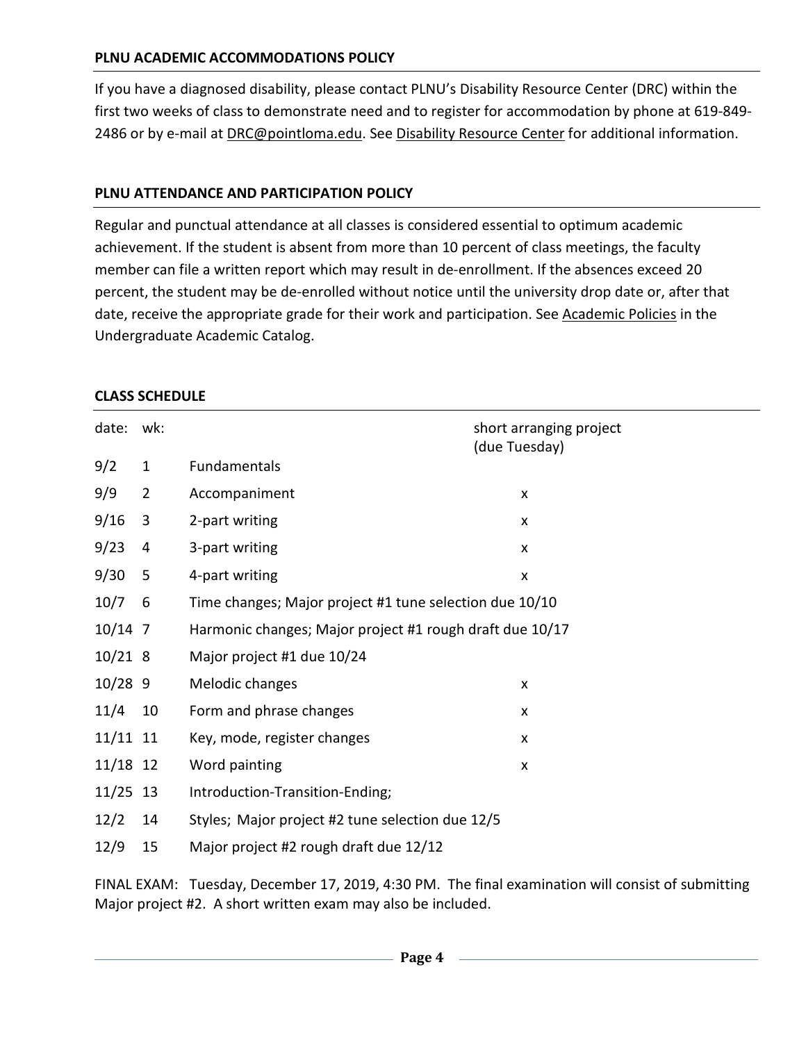## PLNU ACADEMIC ACCOMMODATIONS POLICY

If you have a diagnosed disability, please contact PLNU's Disability Resource Center (DRC) within the first two weeks of class to demonstrate need and to register for accommodation by phone at 619-849-2486 or by e-mail at DRC@pointloma.edu. See Disability Resource Center for additional information.

## PLNU ATTENDANCE AND PARTICIPATION POLICY

Regular and punctual attendance at all classes is considered essential to optimum academic achievement. If the student is absent from more than 10 percent of class meetings, the faculty member can file a written report which may result in de-enrollment. If the absences exceed 20 percent, the student may be de-enrolled without notice until the university drop date or, after that date, receive the appropriate grade for their work and participation. See Academic Policies in the Undergraduate Academic Catalog.

## CLASS SCHEDULE

| date: | wk: | | short arranging project (due Tuesday) |
|---|---|---|---|
| 9/2 | 1 | Fundamentals | |
| 9/9 | 2 | Accompaniment | x |
| 9/16 | 3 | 2-part writing | x |
| 9/23 | 4 | 3-part writing | x |
| 9/30 | 5 | 4-part writing | x |
| 10/7 | 6 | Time changes; Major project #1 tune selection due 10/10 | |
| 10/14 | 7 | Harmonic changes; Major project #1 rough draft due 10/17 | |
| 10/21 | 8 | Major project #1 due 10/24 | |
| 10/28 | 9 | Melodic changes | x |
| 11/4 | 10 | Form and phrase changes | x |
| 11/11 | 11 | Key, mode, register changes | x |
| 11/18 | 12 | Word painting | x |
| 11/25 | 13 | Introduction-Transition-Ending; | |
| 12/2 | 14 | Styles; Major project #2 tune selection due 12/5 | |
| 12/9 | 15 | Major project #2 rough draft due 12/12 | |

FINAL EXAM: Tuesday, December 17, 2019, 4:30 PM. The final examination will consist of submitting Major project #2. A short written exam may also be included.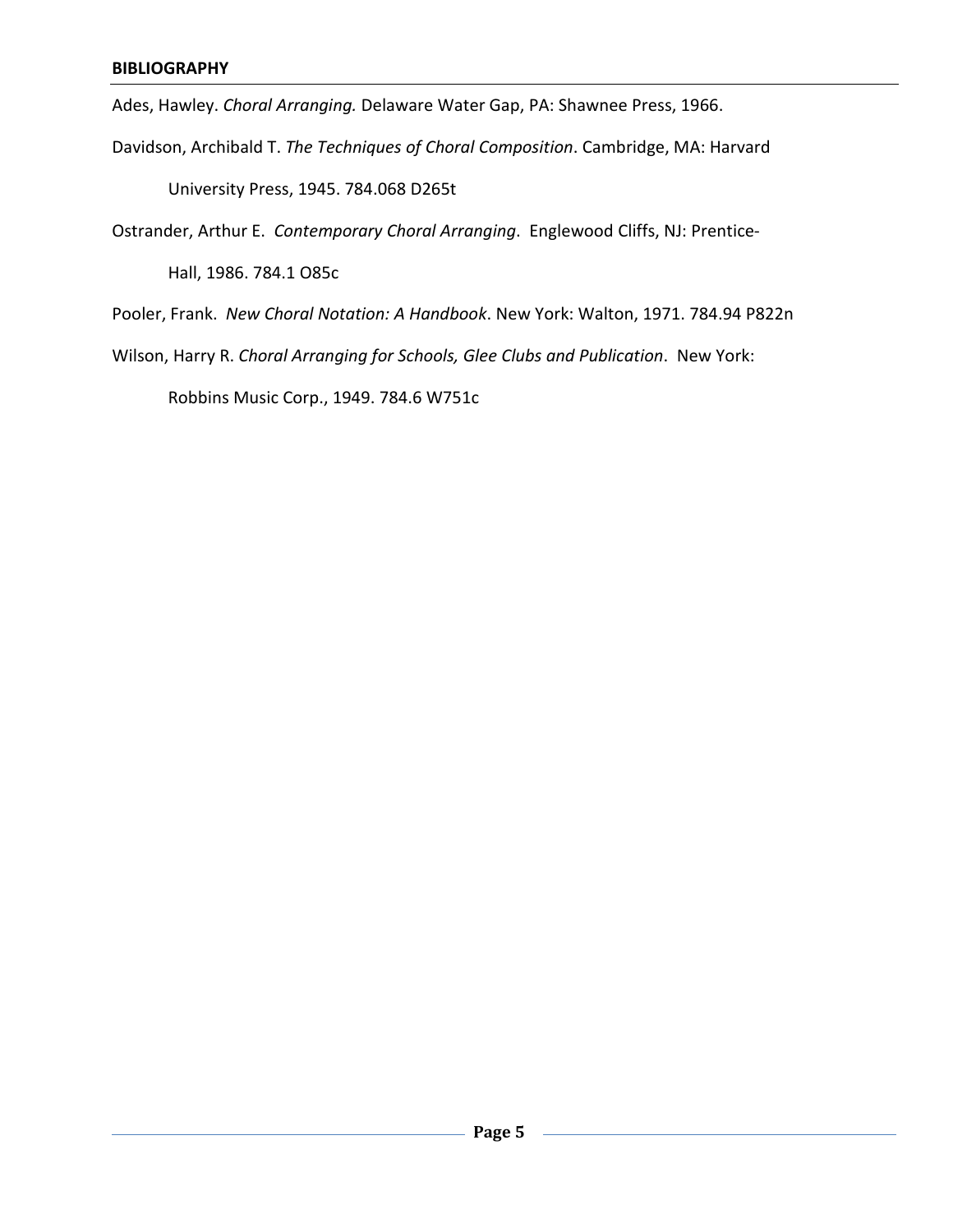## BIBLIOGRAPHY

Ades, Hawley. *Choral Arranging.* Delaware Water Gap, PA: Shawnee Press, 1966.

Davidson, Archibald T. *The Techniques of Choral Composition*. Cambridge, MA: Harvard University Press, 1945. 784.068 D265t

Ostrander, Arthur E. *Contemporary Choral Arranging*. Englewood Cliffs, NJ: Prentice-Hall, 1986. 784.1 O85c

Pooler, Frank. *New Choral Notation: A Handbook*. New York: Walton, 1971. 784.94 P822n

Wilson, Harry R. *Choral Arranging for Schools, Glee Clubs and Publication*. New York: Robbins Music Corp., 1949. 784.6 W751c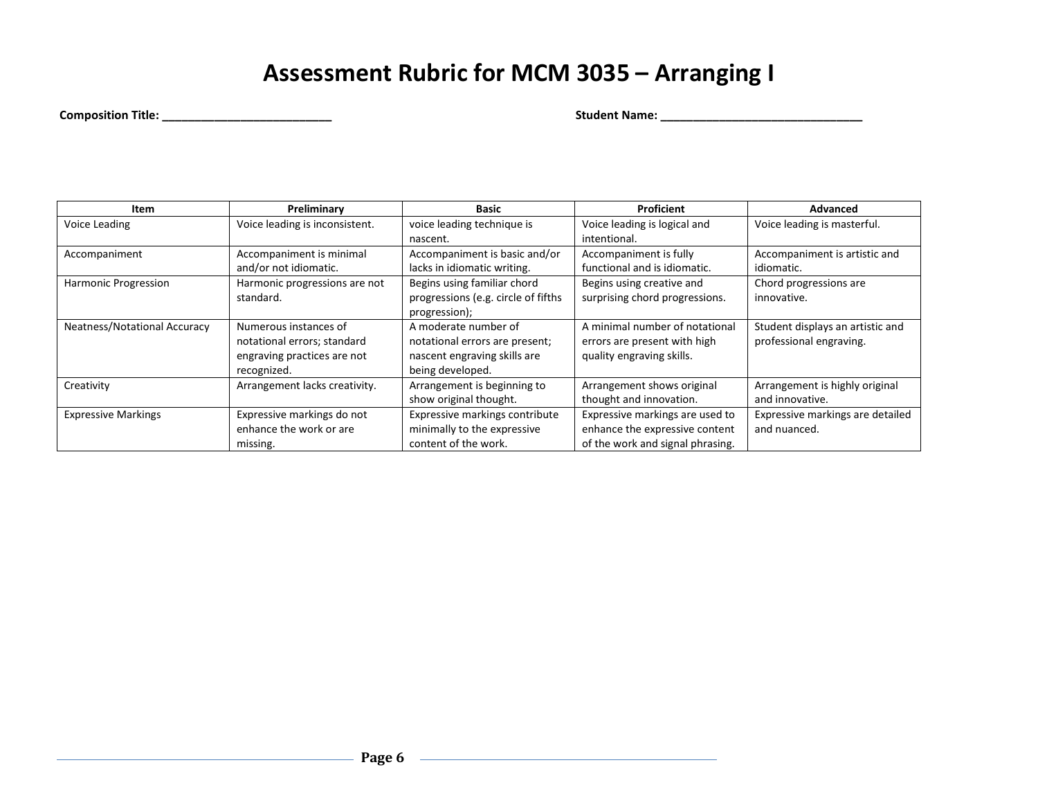# Assessment Rubric for MCM 3035 – Arranging I

**Composition Title: __________________________** **Student Name: _______________________________**

| Item | Preliminary | Basic | Proficient | Advanced |
|---|---|---|---|---|
| Voice Leading | Voice leading is inconsistent. | voice leading technique is nascent. | Voice leading is logical and intentional. | Voice leading is masterful. |
| Accompaniment | Accompaniment is minimal and/or not idiomatic. | Accompaniment is basic and/or lacks in idiomatic writing. | Accompaniment is fully functional and is idiomatic. | Accompaniment is artistic and idiomatic. |
| Harmonic Progression | Harmonic progressions are not standard. | Begins using familiar chord progressions (e.g. circle of fifths progression); | Begins using creative and surprising chord progressions. | Chord progressions are innovative. |
| Neatness/Notational Accuracy | Numerous instances of notational errors; standard engraving practices are not recognized. | A moderate number of notational errors are present; nascent engraving skills are being developed. | A minimal number of notational errors are present with high quality engraving skills. | Student displays an artistic and professional engraving. |
| Creativity | Arrangement lacks creativity. | Arrangement is beginning to show original thought. | Arrangement shows original thought and innovation. | Arrangement is highly original and innovative. |
| Expressive Markings | Expressive markings do not enhance the work or are missing. | Expressive markings contribute minimally to the expressive content of the work. | Expressive markings are used to enhance the expressive content of the work and signal phrasing. | Expressive markings are detailed and nuanced. |